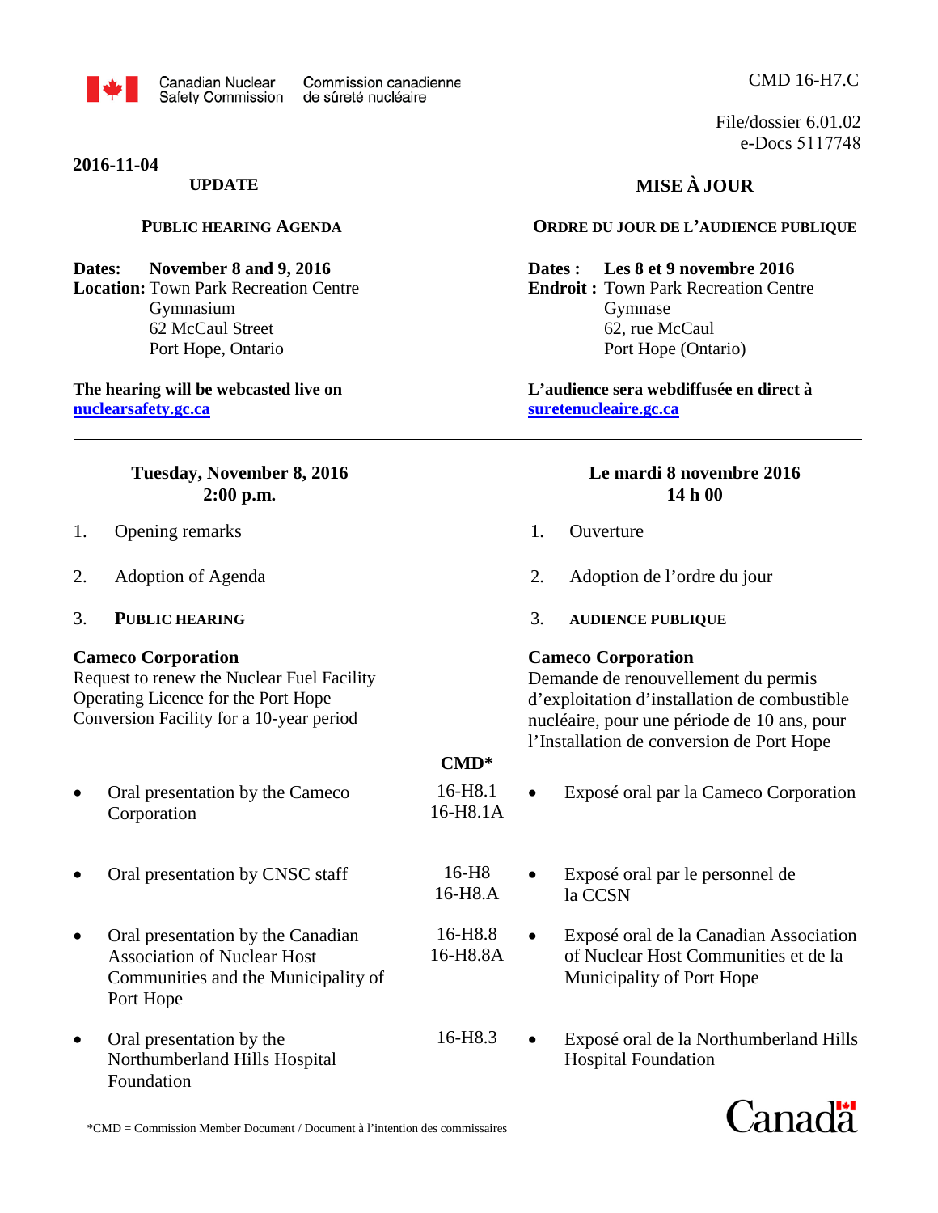Canadian Nuclear Safety Commission / Commission canadienne de sûreté nucléaire

CMD 16-H7.C

File/dossier 6.01.02
e-Docs 5117748

**2016-11-04**

## UPDATE / MISE À JOUR

## PUBLIC HEARING AGENDA / ORDRE DU JOUR DE L'AUDIENCE PUBLIQUE

**Dates:** November 8 and 9, 2016
**Location:** Town Park Recreation Centre
Gymnasium
62 McCaul Street
Port Hope, Ontario

**Dates :** Les 8 et 9 novembre 2016
**Endroit :** Town Park Recreation Centre
Gymnase
62, rue McCaul
Port Hope (Ontario)

**The hearing will be webcasted live on nuclearsafety.gc.ca**

**L'audience sera webdiffusée en direct à suretenucleaire.gc.ca**

---

### Tuesday, November 8, 2016 2:00 p.m. / Le mardi 8 novembre 2016 14 h 00

1. Opening remarks / Ouverture
2. Adoption of Agenda / Adoption de l'ordre du jour
3. **PUBLIC HEARING** / **AUDIENCE PUBLIQUE**

**Cameco Corporation**
Request to renew the Nuclear Fuel Facility Operating Licence for the Port Hope Conversion Facility for a 10-year period

**Cameco Corporation**
Demande de renouvellement du permis d'exploitation d'installation de combustible nucléaire, pour une période de 10 ans, pour l'Installation de conversion de Port Hope

| | CMD* | |
|---|---|---|
| • Oral presentation by the Cameco Corporation | 16-H8.1<br>16-H8.1A | • Exposé oral par la Cameco Corporation |
| • Oral presentation by CNSC staff | 16-H8<br>16-H8.A | • Exposé oral par le personnel de la CCSN |
| • Oral presentation by the Canadian Association of Nuclear Host Communities and the Municipality of Port Hope | 16-H8.8<br>16-H8.8A | • Exposé oral de la Canadian Association of Nuclear Host Communities et de la Municipality of Port Hope |
| • Oral presentation by the Northumberland Hills Hospital Foundation | 16-H8.3 | • Exposé oral de la Northumberland Hills Hospital Foundation |

*CMD = Commission Member Document / Document à l'intention des commissaires

Canada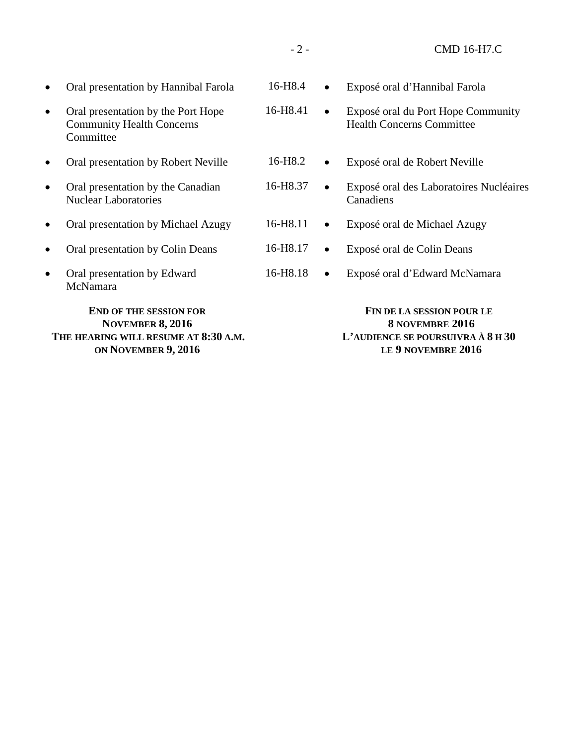| English | CMD | Français |
|---|---|---|
| • Oral presentation by Hannibal Farola | 16-H8.4 | • Exposé oral d'Hannibal Farola |
| • Oral presentation by the Port Hope Community Health Concerns Committee | 16-H8.41 | • Exposé oral du Port Hope Community Health Concerns Committee |
| • Oral presentation by Robert Neville | 16-H8.2 | • Exposé oral de Robert Neville |
| • Oral presentation by the Canadian Nuclear Laboratories | 16-H8.37 | • Exposé oral des Laboratoires Nucléaires Canadiens |
| • Oral presentation by Michael Azugy | 16-H8.11 | • Exposé oral de Michael Azugy |
| • Oral presentation by Colin Deans | 16-H8.17 | • Exposé oral de Colin Deans |
| • Oral presentation by Edward McNamara | 16-H8.18 | • Exposé oral d'Edward McNamara |

**END OF THE SESSION FOR NOVEMBER 8, 2016**
**THE HEARING WILL RESUME AT 8:30 A.M. ON NOVEMBER 9, 2016**

**FIN DE LA SESSION POUR LE 8 NOVEMBRE 2016**
**L'AUDIENCE SE POURSUIVRA À 8 H 30 LE 9 NOVEMBRE 2016**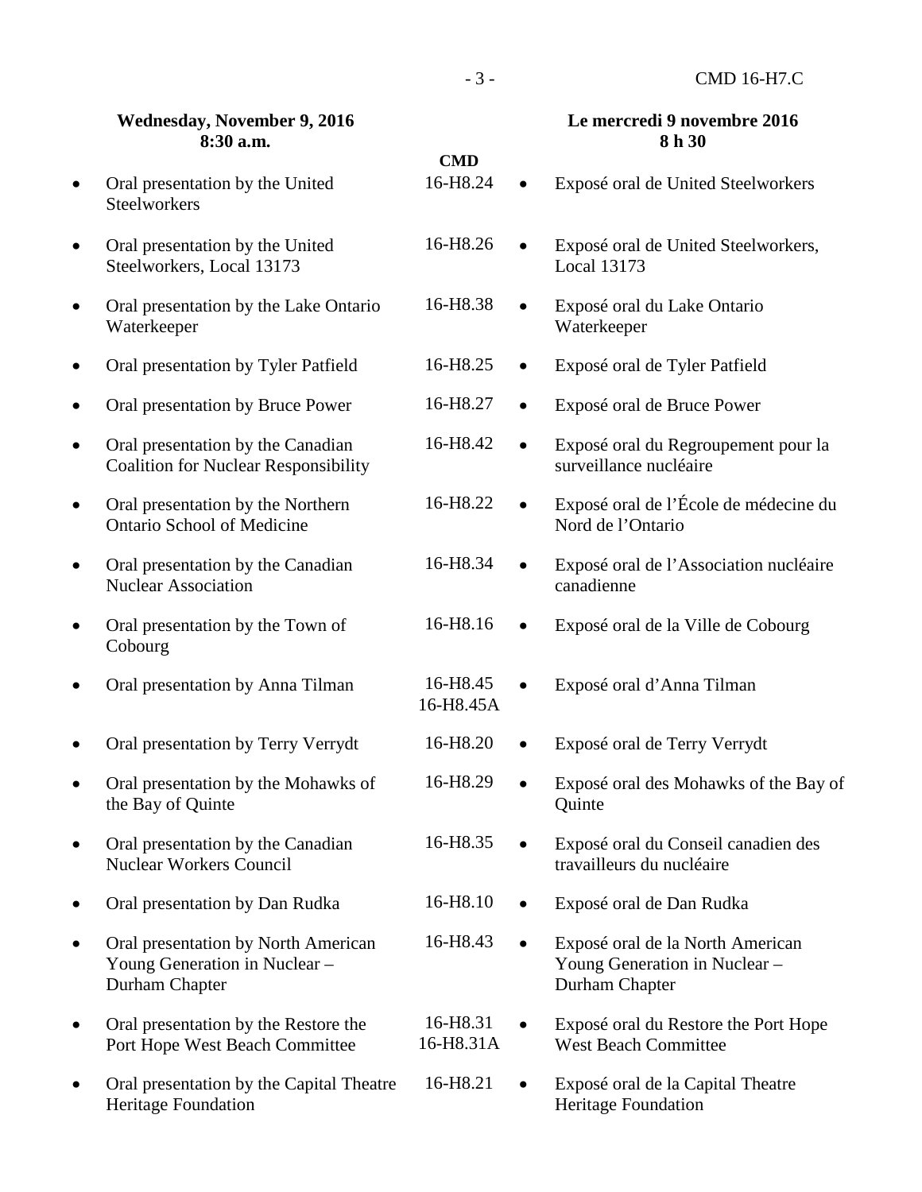| Wednesday, November 9, 2016 8:30 a.m. | CMD | Le mercredi 9 novembre 2016 8 h 30 |
|---|---|---|
| • Oral presentation by the United Steelworkers | 16-H8.24 | • Exposé oral de United Steelworkers |
| • Oral presentation by the United Steelworkers, Local 13173 | 16-H8.26 | • Exposé oral de United Steelworkers, Local 13173 |
| • Oral presentation by the Lake Ontario Waterkeeper | 16-H8.38 | • Exposé oral du Lake Ontario Waterkeeper |
| • Oral presentation by Tyler Patfield | 16-H8.25 | • Exposé oral de Tyler Patfield |
| • Oral presentation by Bruce Power | 16-H8.27 | • Exposé oral de Bruce Power |
| • Oral presentation by the Canadian Coalition for Nuclear Responsibility | 16-H8.42 | • Exposé oral du Regroupement pour la surveillance nucléaire |
| • Oral presentation by the Northern Ontario School of Medicine | 16-H8.22 | • Exposé oral de l'École de médecine du Nord de l'Ontario |
| • Oral presentation by the Canadian Nuclear Association | 16-H8.34 | • Exposé oral de l'Association nucléaire canadienne |
| • Oral presentation by the Town of Cobourg | 16-H8.16 | • Exposé oral de la Ville de Cobourg |
| • Oral presentation by Anna Tilman | 16-H8.45<br>16-H8.45A | • Exposé oral d'Anna Tilman |
| • Oral presentation by Terry Verrydt | 16-H8.20 | • Exposé oral de Terry Verrydt |
| • Oral presentation by the Mohawks of the Bay of Quinte | 16-H8.29 | • Exposé oral des Mohawks of the Bay of Quinte |
| • Oral presentation by the Canadian Nuclear Workers Council | 16-H8.35 | • Exposé oral du Conseil canadien des travailleurs du nucléaire |
| • Oral presentation by Dan Rudka | 16-H8.10 | • Exposé oral de Dan Rudka |
| • Oral presentation by North American Young Generation in Nuclear – Durham Chapter | 16-H8.43 | • Exposé oral de la North American Young Generation in Nuclear – Durham Chapter |
| • Oral presentation by the Restore the Port Hope West Beach Committee | 16-H8.31<br>16-H8.31A | • Exposé oral du Restore the Port Hope West Beach Committee |
| • Oral presentation by the Capital Theatre Heritage Foundation | 16-H8.21 | • Exposé oral de la Capital Theatre Heritage Foundation |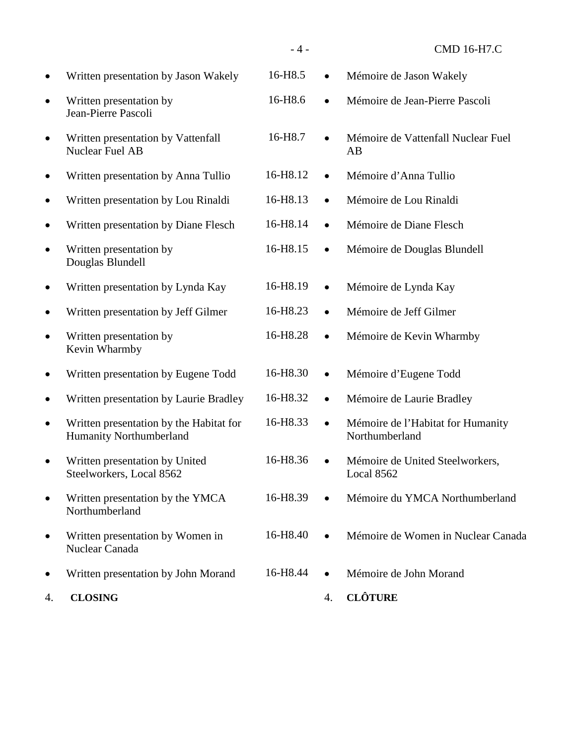| | | | |
|---|---|---|---|
| • Written presentation by Jason Wakely | 16-H8.5 | • Mémoire de Jason Wakely |
| • Written presentation by Jean-Pierre Pascoli | 16-H8.6 | • Mémoire de Jean-Pierre Pascoli |
| • Written presentation by Vattenfall Nuclear Fuel AB | 16-H8.7 | • Mémoire de Vattenfall Nuclear Fuel AB |
| • Written presentation by Anna Tullio | 16-H8.12 | • Mémoire d'Anna Tullio |
| • Written presentation by Lou Rinaldi | 16-H8.13 | • Mémoire de Lou Rinaldi |
| • Written presentation by Diane Flesch | 16-H8.14 | • Mémoire de Diane Flesch |
| • Written presentation by Douglas Blundell | 16-H8.15 | • Mémoire de Douglas Blundell |
| • Written presentation by Lynda Kay | 16-H8.19 | • Mémoire de Lynda Kay |
| • Written presentation by Jeff Gilmer | 16-H8.23 | • Mémoire de Jeff Gilmer |
| • Written presentation by Kevin Wharmby | 16-H8.28 | • Mémoire de Kevin Wharmby |
| • Written presentation by Eugene Todd | 16-H8.30 | • Mémoire d'Eugene Todd |
| • Written presentation by Laurie Bradley | 16-H8.32 | • Mémoire de Laurie Bradley |
| • Written presentation by the Habitat for Humanity Northumberland | 16-H8.33 | • Mémoire de l'Habitat for Humanity Northumberland |
| • Written presentation by United Steelworkers, Local 8562 | 16-H8.36 | • Mémoire de United Steelworkers, Local 8562 |
| • Written presentation by the YMCA Northumberland | 16-H8.39 | • Mémoire du YMCA Northumberland |
| • Written presentation by Women in Nuclear Canada | 16-H8.40 | • Mémoire de Women in Nuclear Canada |
| • Written presentation by John Morand | 16-H8.44 | • Mémoire de John Morand |

4. **CLOSING**

4. **CLÔTURE**